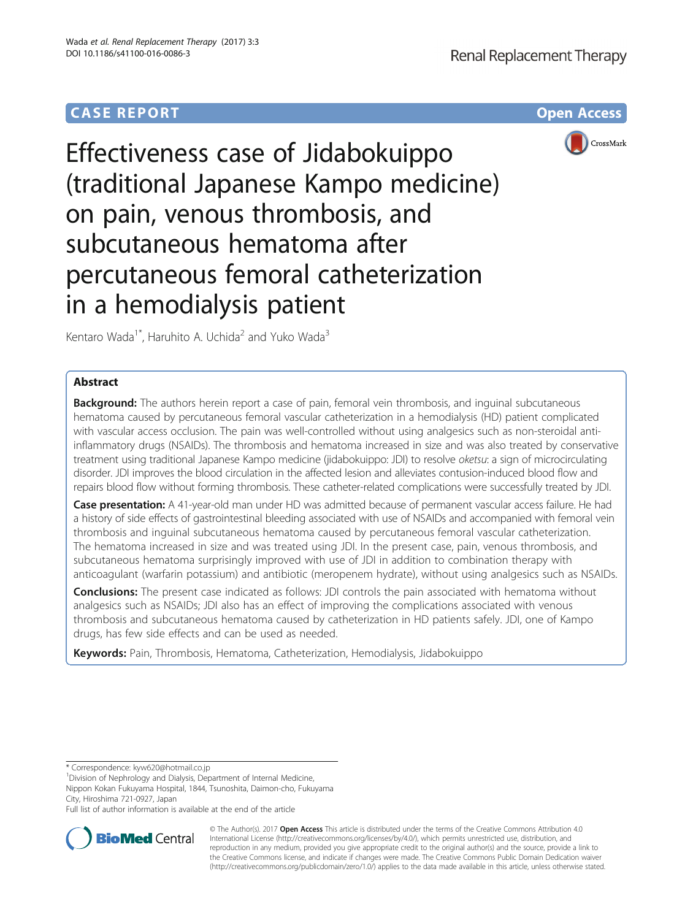CASE REPORT

Open Access

# Effectiveness case of Jidabokuippo (traditional Japanese Kampo medicine) on pain, venous thrombosis, and subcutaneous hematoma after percutaneous femoral catheterization in a hemodialysis patient

Kentaro Wada[1*], Haruhito A. Uchida[2] and Yuko Wada[3]

## Abstract

**Background:** The authors herein report a case of pain, femoral vein thrombosis, and inguinal subcutaneous hematoma caused by percutaneous femoral vascular catheterization in a hemodialysis (HD) patient complicated with vascular access occlusion. The pain was well-controlled without using analgesics such as non-steroidal anti-inflammatory drugs (NSAIDs). The thrombosis and hematoma increased in size and was also treated by conservative treatment using traditional Japanese Kampo medicine (jidabokuippo: JDI) to resolve *oketsu*: a sign of microcirculating disorder. JDI improves the blood circulation in the affected lesion and alleviates contusion-induced blood flow and repairs blood flow without forming thrombosis. These catheter-related complications were successfully treated by JDI.

**Case presentation:** A 41-year-old man under HD was admitted because of permanent vascular access failure. He had a history of side effects of gastrointestinal bleeding associated with use of NSAIDs and accompanied with femoral vein thrombosis and inguinal subcutaneous hematoma caused by percutaneous femoral vascular catheterization. The hematoma increased in size and was treated using JDI. In the present case, pain, venous thrombosis, and subcutaneous hematoma surprisingly improved with use of JDI in addition to combination therapy with anticoagulant (warfarin potassium) and antibiotic (meropenem hydrate), without using analgesics such as NSAIDs.

**Conclusions:** The present case indicated as follows: JDI controls the pain associated with hematoma without analgesics such as NSAIDs; JDI also has an effect of improving the complications associated with venous thrombosis and subcutaneous hematoma caused by catheterization in HD patients safely. JDI, one of Kampo drugs, has few side effects and can be used as needed.

**Keywords:** Pain, Thrombosis, Hematoma, Catheterization, Hemodialysis, Jidabokuippo

\* Correspondence: kyw620@hotmail.co.jp

[1]Division of Nephrology and Dialysis, Department of Internal Medicine, Nippon Kokan Fukuyama Hospital, 1844, Tsunoshita, Daimon-cho, Fukuyama City, Hiroshima 721-0927, Japan

Full list of author information is available at the end of the article

© The Author(s). 2017 **Open Access** This article is distributed under the terms of the Creative Commons Attribution 4.0 International License (http://creativecommons.org/licenses/by/4.0/), which permits unrestricted use, distribution, and reproduction in any medium, provided you give appropriate credit to the original author(s) and the source, provide a link to the Creative Commons license, and indicate if changes were made. The Creative Commons Public Domain Dedication waiver (http://creativecommons.org/publicdomain/zero/1.0/) applies to the data made available in this article, unless otherwise stated.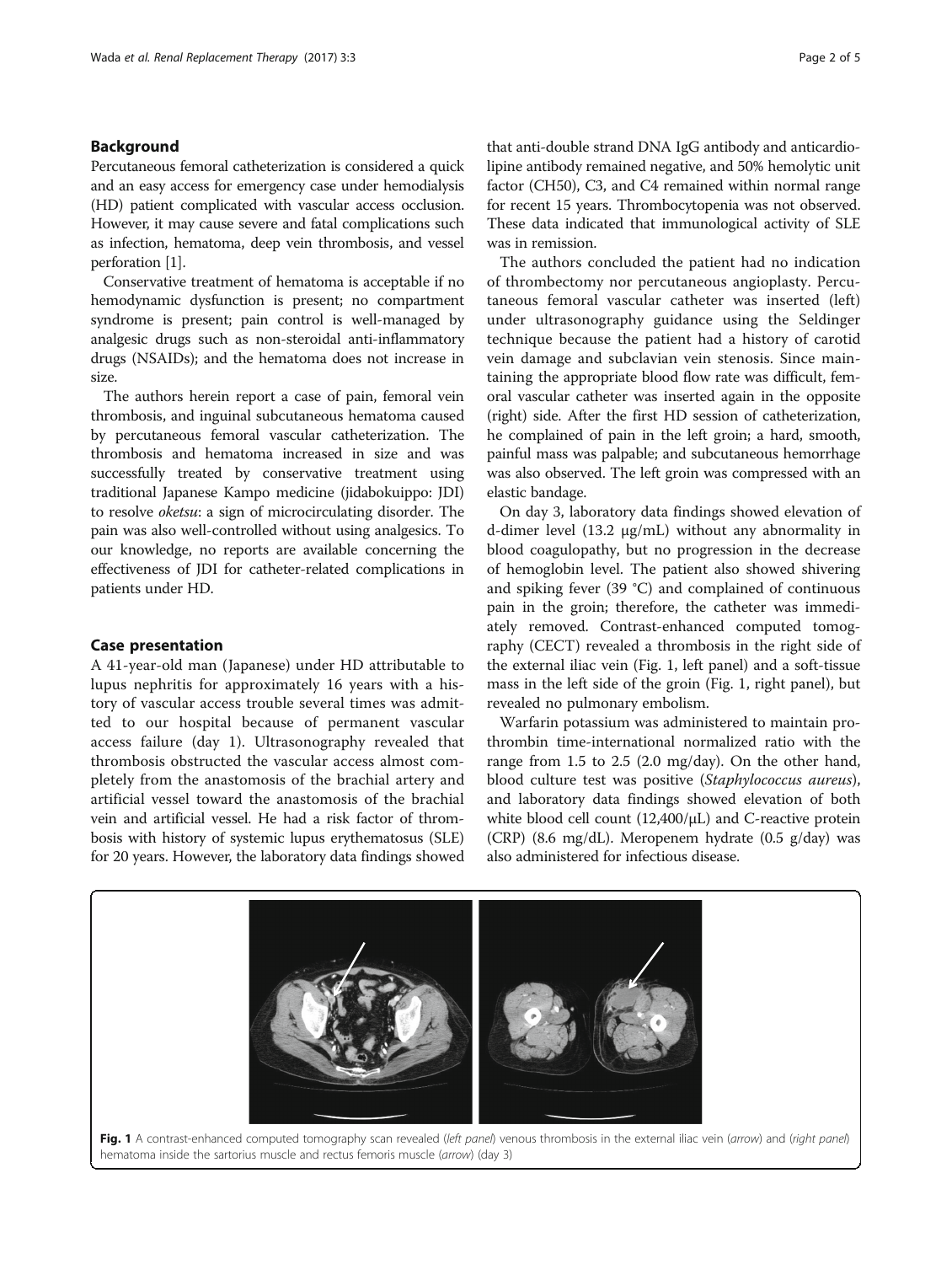## Background

Percutaneous femoral catheterization is considered a quick and an easy access for emergency case under hemodialysis (HD) patient complicated with vascular access occlusion. However, it may cause severe and fatal complications such as infection, hematoma, deep vein thrombosis, and vessel perforation [1].

Conservative treatment of hematoma is acceptable if no hemodynamic dysfunction is present; no compartment syndrome is present; pain control is well-managed by analgesic drugs such as non-steroidal anti-inflammatory drugs (NSAIDs); and the hematoma does not increase in size.

The authors herein report a case of pain, femoral vein thrombosis, and inguinal subcutaneous hematoma caused by percutaneous femoral vascular catheterization. The thrombosis and hematoma increased in size and was successfully treated by conservative treatment using traditional Japanese Kampo medicine (jidabokuippo: JDI) to resolve *oketsu*: a sign of microcirculating disorder. The pain was also well-controlled without using analgesics. To our knowledge, no reports are available concerning the effectiveness of JDI for catheter-related complications in patients under HD.

## Case presentation

A 41-year-old man (Japanese) under HD attributable to lupus nephritis for approximately 16 years with a history of vascular access trouble several times was admitted to our hospital because of permanent vascular access failure (day 1). Ultrasonography revealed that thrombosis obstructed the vascular access almost completely from the anastomosis of the brachial artery and artificial vessel toward the anastomosis of the brachial vein and artificial vessel. He had a risk factor of thrombosis with history of systemic lupus erythematosus (SLE) for 20 years. However, the laboratory data findings showed that anti-double strand DNA IgG antibody and anticardiolipine antibody remained negative, and 50% hemolytic unit factor (CH50), C3, and C4 remained within normal range for recent 15 years. Thrombocytopenia was not observed. These data indicated that immunological activity of SLE was in remission.

The authors concluded the patient had no indication of thrombectomy nor percutaneous angioplasty. Percutaneous femoral vascular catheter was inserted (left) under ultrasonography guidance using the Seldinger technique because the patient had a history of carotid vein damage and subclavian vein stenosis. Since maintaining the appropriate blood flow rate was difficult, femoral vascular catheter was inserted again in the opposite (right) side. After the first HD session of catheterization, he complained of pain in the left groin; a hard, smooth, painful mass was palpable; and subcutaneous hemorrhage was also observed. The left groin was compressed with an elastic bandage.

On day 3, laboratory data findings showed elevation of d-dimer level (13.2 μg/mL) without any abnormality in blood coagulopathy, but no progression in the decrease of hemoglobin level. The patient also showed shivering and spiking fever (39 °C) and complained of continuous pain in the groin; therefore, the catheter was immediately removed. Contrast-enhanced computed tomography (CECT) revealed a thrombosis in the right side of the external iliac vein (Fig. 1, left panel) and a soft-tissue mass in the left side of the groin (Fig. 1, right panel), but revealed no pulmonary embolism.

Warfarin potassium was administered to maintain prothrombin time-international normalized ratio with the range from 1.5 to 2.5 (2.0 mg/day). On the other hand, blood culture test was positive (*Staphylococcus aureus*), and laboratory data findings showed elevation of both white blood cell count (12,400/μL) and C-reactive protein (CRP) (8.6 mg/dL). Meropenem hydrate (0.5 g/day) was also administered for infectious disease.

**Fig. 1** A contrast-enhanced computed tomography scan revealed (*left panel*) venous thrombosis in the external iliac vein (*arrow*) and (*right panel*) hematoma inside the sartorius muscle and rectus femoris muscle (*arrow*) (day 3)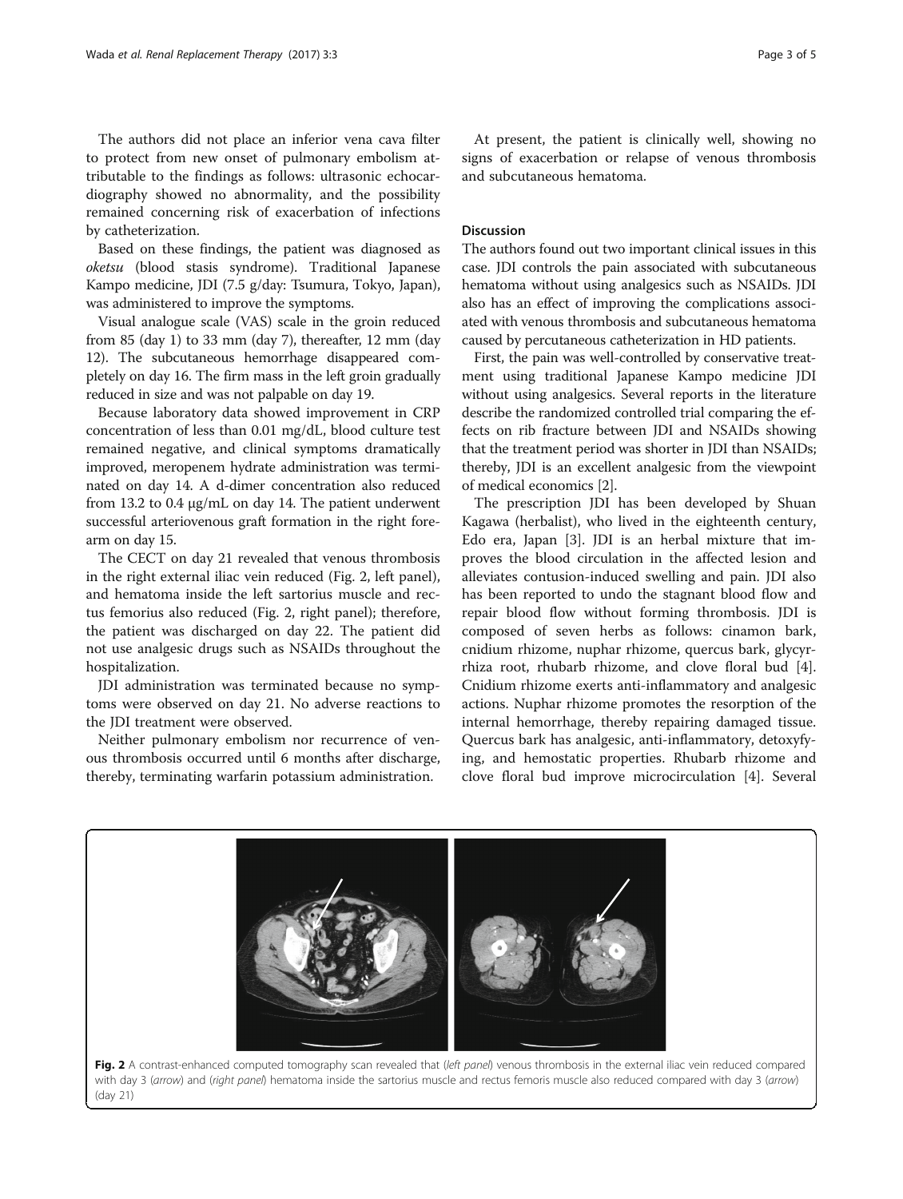The authors did not place an inferior vena cava filter to protect from new onset of pulmonary embolism attributable to the findings as follows: ultrasonic echocardiography showed no abnormality, and the possibility remained concerning risk of exacerbation of infections by catheterization.

Based on these findings, the patient was diagnosed as *oketsu* (blood stasis syndrome). Traditional Japanese Kampo medicine, JDI (7.5 g/day: Tsumura, Tokyo, Japan), was administered to improve the symptoms.

Visual analogue scale (VAS) scale in the groin reduced from 85 (day 1) to 33 mm (day 7), thereafter, 12 mm (day 12). The subcutaneous hemorrhage disappeared completely on day 16. The firm mass in the left groin gradually reduced in size and was not palpable on day 19.

Because laboratory data showed improvement in CRP concentration of less than 0.01 mg/dL, blood culture test remained negative, and clinical symptoms dramatically improved, meropenem hydrate administration was terminated on day 14. A d-dimer concentration also reduced from 13.2 to 0.4 μg/mL on day 14. The patient underwent successful arteriovenous graft formation in the right forearm on day 15.

The CECT on day 21 revealed that venous thrombosis in the right external iliac vein reduced (Fig. 2, left panel), and hematoma inside the left sartorius muscle and rectus femorius also reduced (Fig. 2, right panel); therefore, the patient was discharged on day 22. The patient did not use analgesic drugs such as NSAIDs throughout the hospitalization.

JDI administration was terminated because no symptoms were observed on day 21. No adverse reactions to the JDI treatment were observed.

Neither pulmonary embolism nor recurrence of venous thrombosis occurred until 6 months after discharge, thereby, terminating warfarin potassium administration.

At present, the patient is clinically well, showing no signs of exacerbation or relapse of venous thrombosis and subcutaneous hematoma.

## Discussion

The authors found out two important clinical issues in this case. JDI controls the pain associated with subcutaneous hematoma without using analgesics such as NSAIDs. JDI also has an effect of improving the complications associated with venous thrombosis and subcutaneous hematoma caused by percutaneous catheterization in HD patients.

First, the pain was well-controlled by conservative treatment using traditional Japanese Kampo medicine JDI without using analgesics. Several reports in the literature describe the randomized controlled trial comparing the effects on rib fracture between JDI and NSAIDs showing that the treatment period was shorter in JDI than NSAIDs; thereby, JDI is an excellent analgesic from the viewpoint of medical economics [2].

The prescription JDI has been developed by Shuan Kagawa (herbalist), who lived in the eighteenth century, Edo era, Japan [3]. JDI is an herbal mixture that improves the blood circulation in the affected lesion and alleviates contusion-induced swelling and pain. JDI also has been reported to undo the stagnant blood flow and repair blood flow without forming thrombosis. JDI is composed of seven herbs as follows: cinamon bark, cnidium rhizome, nuphar rhizome, quercus bark, glycyrrhiza root, rhubarb rhizome, and clove floral bud [4]. Cnidium rhizome exerts anti-inflammatory and analgesic actions. Nuphar rhizome promotes the resorption of the internal hemorrhage, thereby repairing damaged tissue. Quercus bark has analgesic, anti-inflammatory, detoxifying, and hemostatic properties. Rhubarb rhizome and clove floral bud improve microcirculation [4]. Several

**Fig. 2** A contrast-enhanced computed tomography scan revealed that (*left panel*) venous thrombosis in the external iliac vein reduced compared with day 3 (*arrow*) and (*right panel*) hematoma inside the sartorius muscle and rectus femoris muscle also reduced compared with day 3 (*arrow*) (day 21)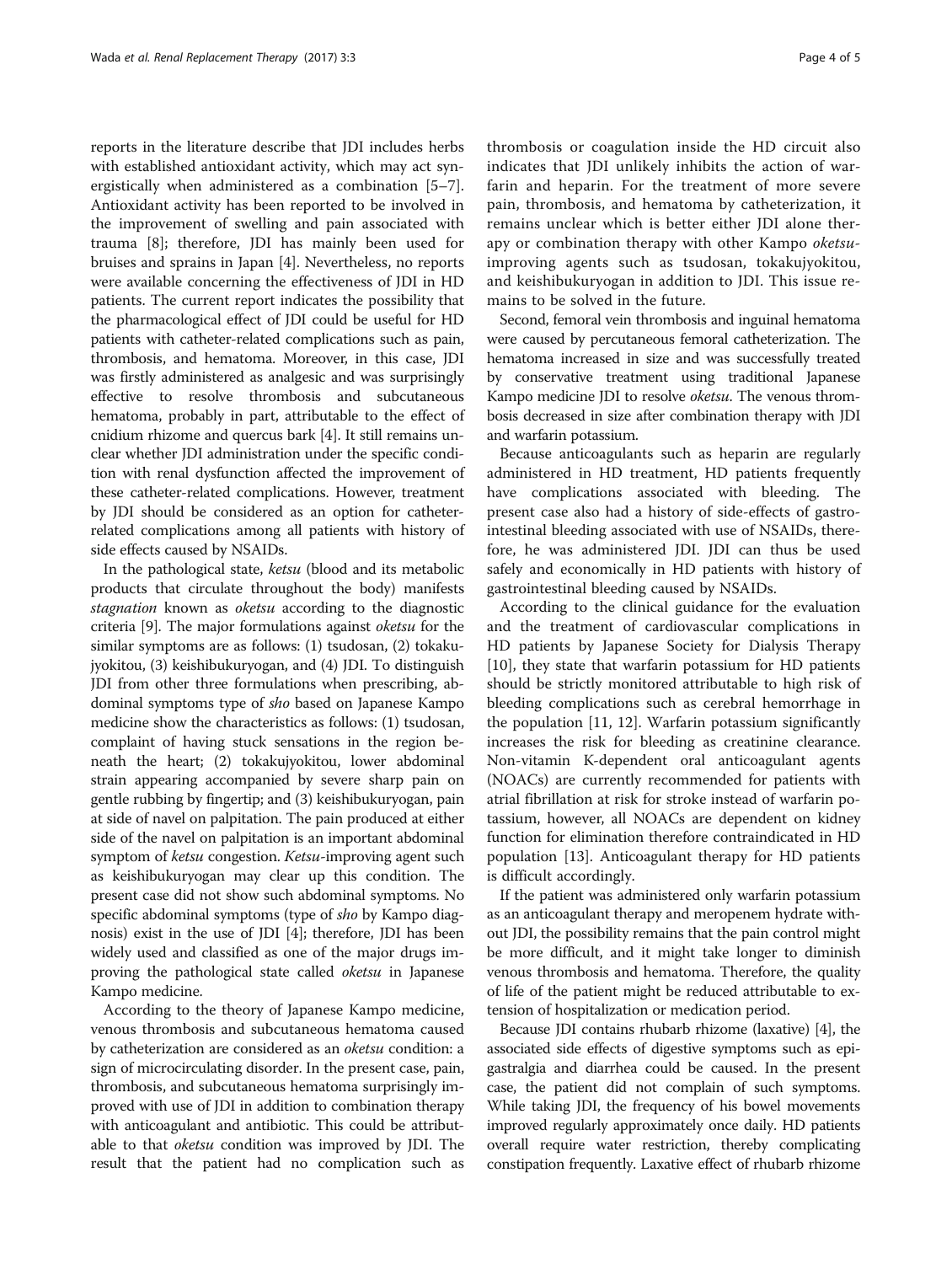reports in the literature describe that JDI includes herbs with established antioxidant activity, which may act synergistically when administered as a combination [5–7]. Antioxidant activity has been reported to be involved in the improvement of swelling and pain associated with trauma [8]; therefore, JDI has mainly been used for bruises and sprains in Japan [4]. Nevertheless, no reports were available concerning the effectiveness of JDI in HD patients. The current report indicates the possibility that the pharmacological effect of JDI could be useful for HD patients with catheter-related complications such as pain, thrombosis, and hematoma. Moreover, in this case, JDI was firstly administered as analgesic and was surprisingly effective to resolve thrombosis and subcutaneous hematoma, probably in part, attributable to the effect of cnidium rhizome and quercus bark [4]. It still remains unclear whether JDI administration under the specific condition with renal dysfunction affected the improvement of these catheter-related complications. However, treatment by JDI should be considered as an option for catheter-related complications among all patients with history of side effects caused by NSAIDs.

In the pathological state, *ketsu* (blood and its metabolic products that circulate throughout the body) manifests *stagnation* known as *oketsu* according to the diagnostic criteria [9]. The major formulations against *oketsu* for the similar symptoms are as follows: (1) tsudosan, (2) tokakujyokitou, (3) keishibukuryogan, and (4) JDI. To distinguish JDI from other three formulations when prescribing, abdominal symptoms type of *sho* based on Japanese Kampo medicine show the characteristics as follows: (1) tsudosan, complaint of having stuck sensations in the region beneath the heart; (2) tokakujyokitou, lower abdominal strain appearing accompanied by severe sharp pain on gentle rubbing by fingertip; and (3) keishibukuryogan, pain at side of navel on palpitation. The pain produced at either side of the navel on palpitation is an important abdominal symptom of *ketsu* congestion. *Ketsu*-improving agent such as keishibukuryogan may clear up this condition. The present case did not show such abdominal symptoms. No specific abdominal symptoms (type of *sho* by Kampo diagnosis) exist in the use of JDI [4]; therefore, JDI has been widely used and classified as one of the major drugs improving the pathological state called *oketsu* in Japanese Kampo medicine.

According to the theory of Japanese Kampo medicine, venous thrombosis and subcutaneous hematoma caused by catheterization are considered as an *oketsu* condition: a sign of microcirculating disorder. In the present case, pain, thrombosis, and subcutaneous hematoma surprisingly improved with use of JDI in addition to combination therapy with anticoagulant and antibiotic. This could be attributable to that *oketsu* condition was improved by JDI. The result that the patient had no complication such as thrombosis or coagulation inside the HD circuit also indicates that JDI unlikely inhibits the action of warfarin and heparin. For the treatment of more severe pain, thrombosis, and hematoma by catheterization, it remains unclear which is better either JDI alone therapy or combination therapy with other Kampo *oketsu*-improving agents such as tsudosan, tokakujyokitou, and keishibukuryogan in addition to JDI. This issue remains to be solved in the future.

Second, femoral vein thrombosis and inguinal hematoma were caused by percutaneous femoral catheterization. The hematoma increased in size and was successfully treated by conservative treatment using traditional Japanese Kampo medicine JDI to resolve *oketsu*. The venous thrombosis decreased in size after combination therapy with JDI and warfarin potassium.

Because anticoagulants such as heparin are regularly administered in HD treatment, HD patients frequently have complications associated with bleeding. The present case also had a history of side-effects of gastrointestinal bleeding associated with use of NSAIDs, therefore, he was administered JDI. JDI can thus be used safely and economically in HD patients with history of gastrointestinal bleeding caused by NSAIDs.

According to the clinical guidance for the evaluation and the treatment of cardiovascular complications in HD patients by Japanese Society for Dialysis Therapy [10], they state that warfarin potassium for HD patients should be strictly monitored attributable to high risk of bleeding complications such as cerebral hemorrhage in the population [11, 12]. Warfarin potassium significantly increases the risk for bleeding as creatinine clearance. Non-vitamin K-dependent oral anticoagulant agents (NOACs) are currently recommended for patients with atrial fibrillation at risk for stroke instead of warfarin potassium, however, all NOACs are dependent on kidney function for elimination therefore contraindicated in HD population [13]. Anticoagulant therapy for HD patients is difficult accordingly.

If the patient was administered only warfarin potassium as an anticoagulant therapy and meropenem hydrate without JDI, the possibility remains that the pain control might be more difficult, and it might take longer to diminish venous thrombosis and hematoma. Therefore, the quality of life of the patient might be reduced attributable to extension of hospitalization or medication period.

Because JDI contains rhubarb rhizome (laxative) [4], the associated side effects of digestive symptoms such as epigastralgia and diarrhea could be caused. In the present case, the patient did not complain of such symptoms. While taking JDI, the frequency of his bowel movements improved regularly approximately once daily. HD patients overall require water restriction, thereby complicating constipation frequently. Laxative effect of rhubarb rhizome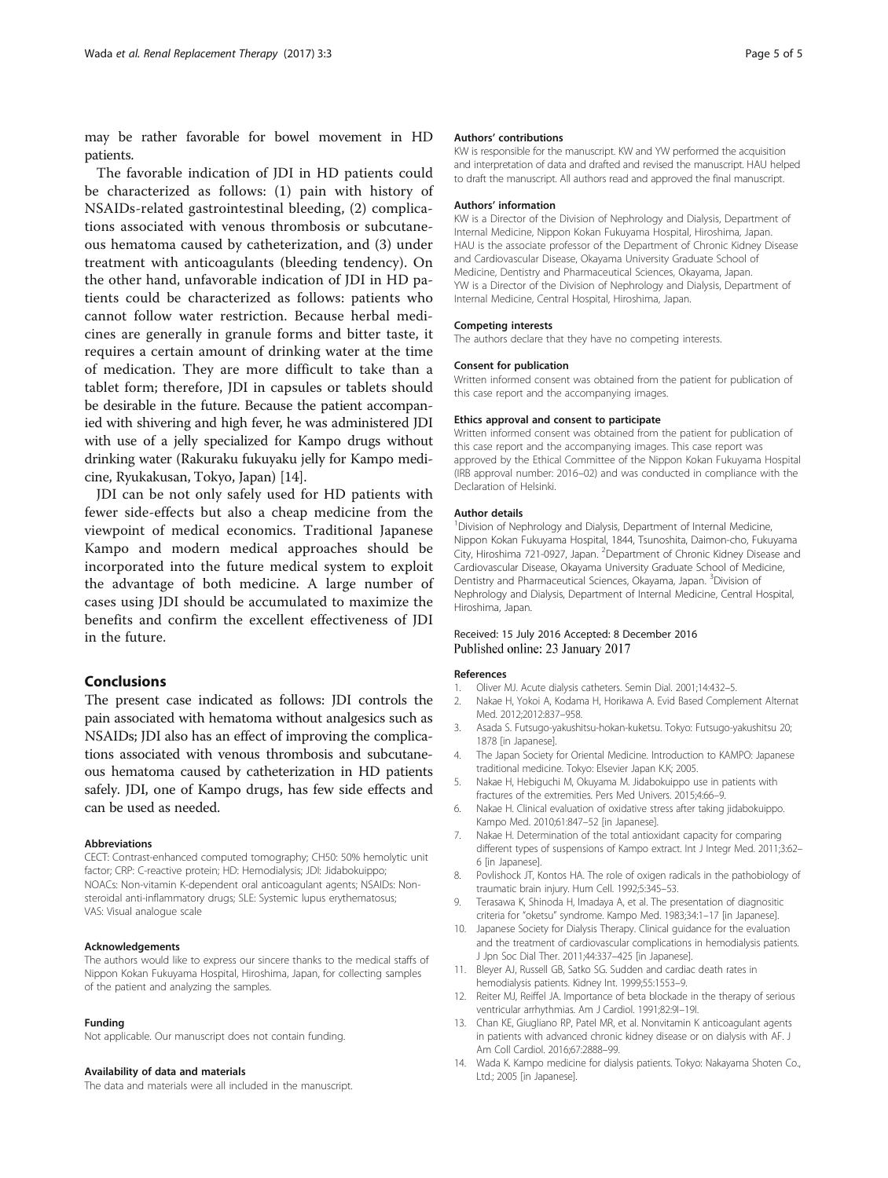may be rather favorable for bowel movement in HD patients.

The favorable indication of JDI in HD patients could be characterized as follows: (1) pain with history of NSAIDs-related gastrointestinal bleeding, (2) complications associated with venous thrombosis or subcutaneous hematoma caused by catheterization, and (3) under treatment with anticoagulants (bleeding tendency). On the other hand, unfavorable indication of JDI in HD patients could be characterized as follows: patients who cannot follow water restriction. Because herbal medicines are generally in granule forms and bitter taste, it requires a certain amount of drinking water at the time of medication. They are more difficult to take than a tablet form; therefore, JDI in capsules or tablets should be desirable in the future. Because the patient accompanied with shivering and high fever, he was administered JDI with use of a jelly specialized for Kampo drugs without drinking water (Rakuraku fukuyaku jelly for Kampo medicine, Ryukakusan, Tokyo, Japan) [14].

JDI can be not only safely used for HD patients with fewer side-effects but also a cheap medicine from the viewpoint of medical economics. Traditional Japanese Kampo and modern medical approaches should be incorporated into the future medical system to exploit the advantage of both medicine. A large number of cases using JDI should be accumulated to maximize the benefits and confirm the excellent effectiveness of JDI in the future.

## Conclusions

The present case indicated as follows: JDI controls the pain associated with hematoma without analgesics such as NSAIDs; JDI also has an effect of improving the complications associated with venous thrombosis and subcutaneous hematoma caused by catheterization in HD patients safely. JDI, one of Kampo drugs, has few side effects and can be used as needed.

#### Abbreviations

CECT: Contrast-enhanced computed tomography; CH50: 50% hemolytic unit factor; CRP: C-reactive protein; HD: Hemodialysis; JDI: Jidabokuippo; NOACs: Non-vitamin K-dependent oral anticoagulant agents; NSAIDs: Non-steroidal anti-inflammatory drugs; SLE: Systemic lupus erythematosus; VAS: Visual analogue scale

#### Acknowledgements

The authors would like to express our sincere thanks to the medical staffs of Nippon Kokan Fukuyama Hospital, Hiroshima, Japan, for collecting samples of the patient and analyzing the samples.

#### Funding

Not applicable. Our manuscript does not contain funding.

#### Availability of data and materials

The data and materials were all included in the manuscript.

#### Authors' contributions

KW is responsible for the manuscript. KW and YW performed the acquisition and interpretation of data and drafted and revised the manuscript. HAU helped to draft the manuscript. All authors read and approved the final manuscript.

#### Authors' information

KW is a Director of the Division of Nephrology and Dialysis, Department of Internal Medicine, Nippon Kokan Fukuyama Hospital, Hiroshima, Japan. HAU is the associate professor of the Department of Chronic Kidney Disease and Cardiovascular Disease, Okayama University Graduate School of Medicine, Dentistry and Pharmaceutical Sciences, Okayama, Japan. YW is a Director of the Division of Nephrology and Dialysis, Department of Internal Medicine, Central Hospital, Hiroshima, Japan.

#### Competing interests

The authors declare that they have no competing interests.

#### Consent for publication

Written informed consent was obtained from the patient for publication of this case report and the accompanying images.

#### Ethics approval and consent to participate

Written informed consent was obtained from the patient for publication of this case report and the accompanying images. This case report was approved by the Ethical Committee of the Nippon Kokan Fukuyama Hospital (IRB approval number: 2016–02) and was conducted in compliance with the Declaration of Helsinki.

#### Author details

[1]Division of Nephrology and Dialysis, Department of Internal Medicine, Nippon Kokan Fukuyama Hospital, 1844, Tsunoshita, Daimon-cho, Fukuyama City, Hiroshima 721-0927, Japan. [2]Department of Chronic Kidney Disease and Cardiovascular Disease, Okayama University Graduate School of Medicine, Dentistry and Pharmaceutical Sciences, Okayama, Japan. [3]Division of Nephrology and Dialysis, Department of Internal Medicine, Central Hospital, Hiroshima, Japan.

Received: 15 July 2016 Accepted: 8 December 2016
Published online: 23 January 2017

#### References

1. Oliver MJ. Acute dialysis catheters. Semin Dial. 2001;14:432–5.
2. Nakae H, Yokoi A, Kodama H, Horikawa A. Evid Based Complement Alternat Med. 2012;2012:837–958.
3. Asada S. Futsugo-yakushitsu-hokan-kuketsu. Tokyo: Futsugo-yakushitsu 20; 1878 [in Japanese].
4. The Japan Society for Oriental Medicine. Introduction to KAMPO: Japanese traditional medicine. Tokyo: Elsevier Japan K.K; 2005.
5. Nakae H, Hebiguchi M, Okuyama M. Jidabokuippo use in patients with fractures of the extremities. Pers Med Univers. 2015;4:66–9.
6. Nakae H. Clinical evaluation of oxidative stress after taking jidabokuippo. Kampo Med. 2010;61:847–52 [in Japanese].
7. Nakae H. Determination of the total antioxidant capacity for comparing different types of suspensions of Kampo extract. Int J Integr Med. 2011;3:62–6 [in Japanese].
8. Povlishock JT, Kontos HA. The role of oxigen radicals in the pathobiology of traumatic brain injury. Hum Cell. 1992;5:345–53.
9. Terasawa K, Shinoda H, Imadaya A, et al. The presentation of diagnositic criteria for "oketsu" syndrome. Kampo Med. 1983;34:1–17 [in Japanese].
10. Japanese Society for Dialysis Therapy. Clinical guidance for the evaluation and the treatment of cardiovascular complications in hemodialysis patients. J Jpn Soc Dial Ther. 2011;44:337–425 [in Japanese].
11. Bleyer AJ, Russell GB, Satko SG. Sudden and cardiac death rates in hemodialysis patients. Kidney Int. 1999;55:1553–9.
12. Reiter MJ, Reiffel JA. Importance of beta blockade in the therapy of serious ventricular arrhythmias. Am J Cardiol. 1991;82:9I–19I.
13. Chan KE, Giugliano RP, Patel MR, et al. Nonvitamin K anticoagulant agents in patients with advanced chronic kidney disease or on dialysis with AF. J Am Coll Cardiol. 2016;67:2888–99.
14. Wada K. Kampo medicine for dialysis patients. Tokyo: Nakayama Shoten Co., Ltd.; 2005 [in Japanese].